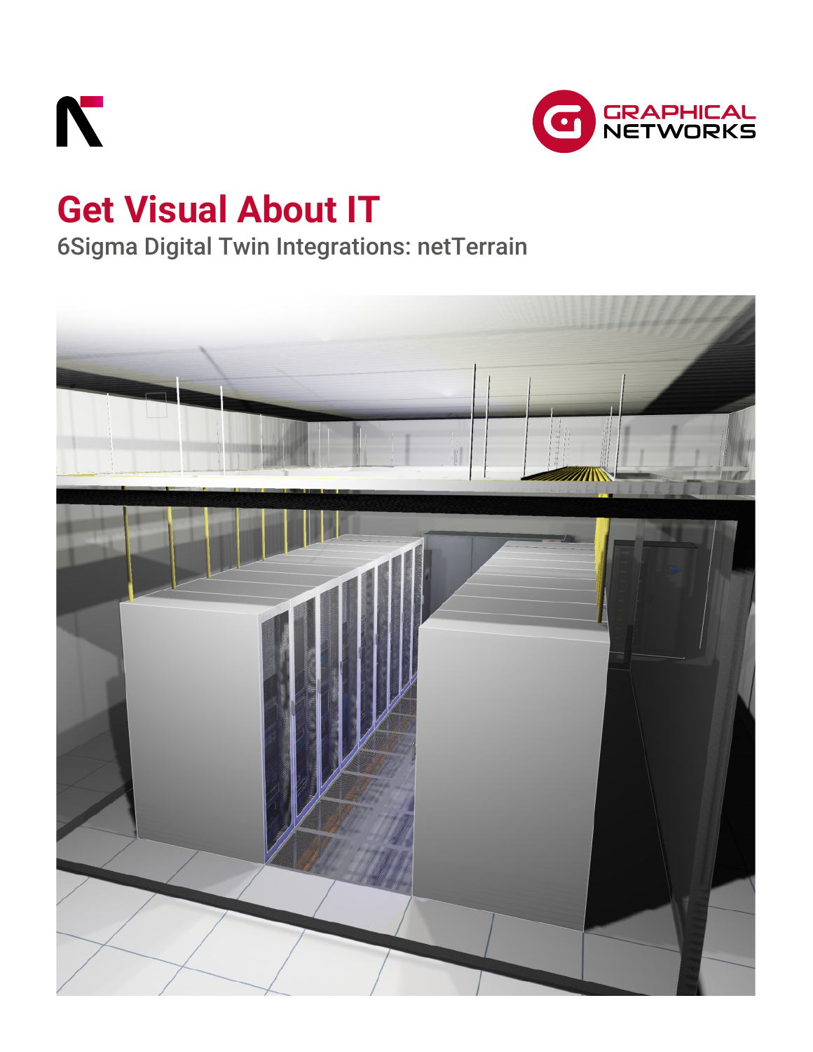GRAPHICAL NETWORKS

# Get Visual About IT

## 6Sigma Digital Twin Integrations: netTerrain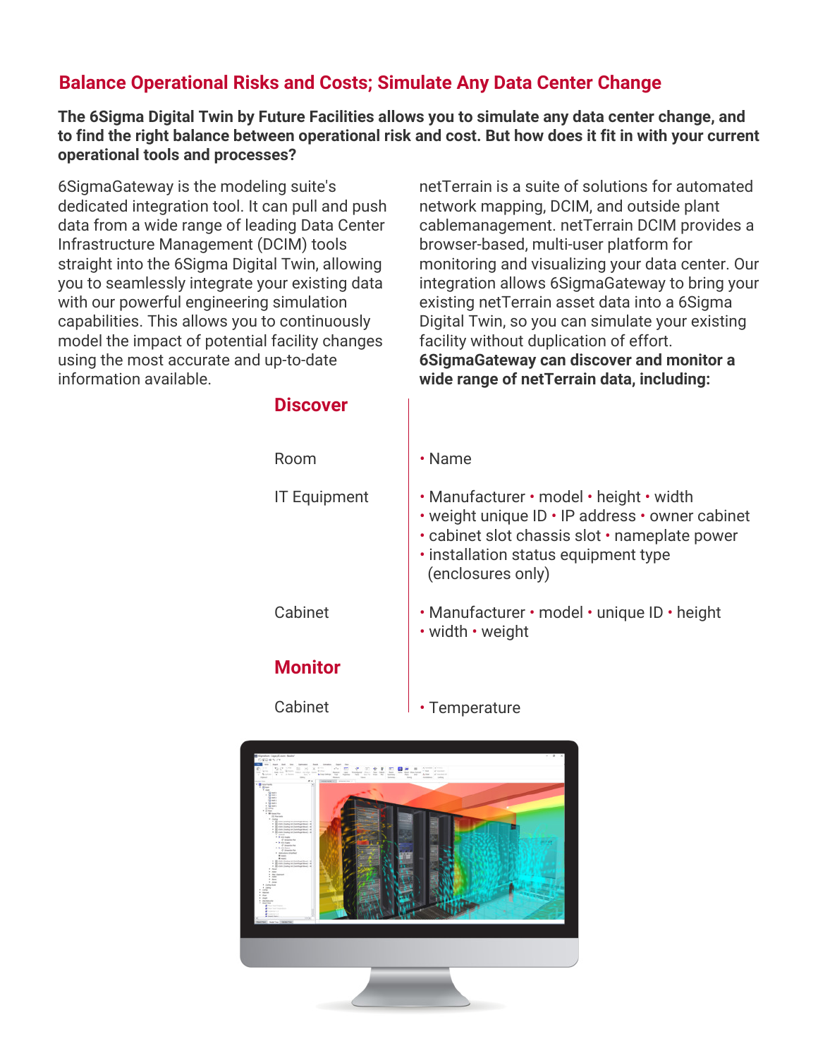## Balance Operational Risks and Costs; Simulate Any Data Center Change

**The 6Sigma Digital Twin by Future Facilities allows you to simulate any data center change, and to find the right balance between operational risk and cost. But how does it fit in with your current operational tools and processes?**

6SigmaGateway is the modeling suite's dedicated integration tool. It can pull and push data from a wide range of leading Data Center Infrastructure Management (DCIM) tools straight into the 6Sigma Digital Twin, allowing you to seamlessly integrate your existing data with our powerful engineering simulation capabilities. This allows you to continuously model the impact of potential facility changes using the most accurate and up-to-date information available.

netTerrain is a suite of solutions for automated network mapping, DCIM, and outside plant cablemanagement. netTerrain DCIM provides a browser-based, multi-user platform for monitoring and visualizing your data center. Our integration allows 6SigmaGateway to bring your existing netTerrain asset data into a 6Sigma Digital Twin, so you can simulate your existing facility without duplication of effort. **6SigmaGateway can discover and monitor a wide range of netTerrain data, including:**

### Discover

| | |
|---|---|
| Room | • Name |
| IT Equipment | • Manufacturer • model • height • width • weight unique ID • IP address • owner cabinet • cabinet slot chassis slot • nameplate power • installation status equipment type (enclosures only) |
| Cabinet | • Manufacturer • model • unique ID • height • width • weight |

### Monitor

| | |
|---|---|
| Cabinet | • Temperature |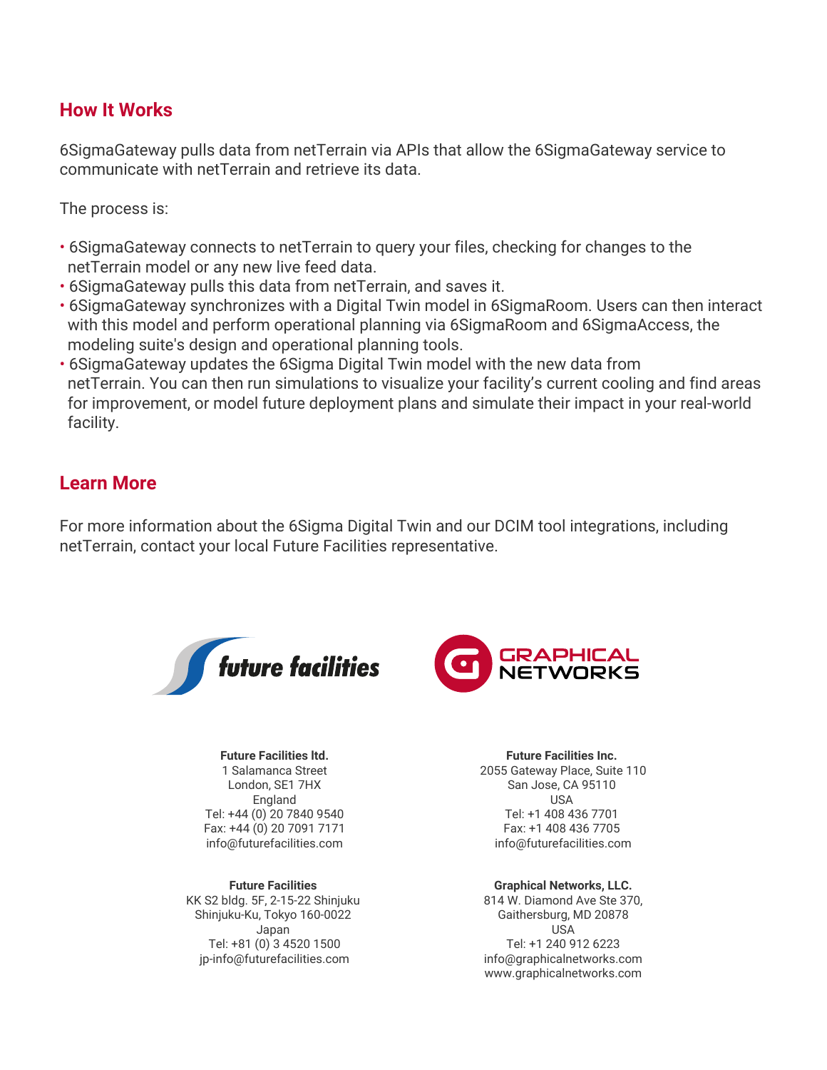## How It Works

6SigmaGateway pulls data from netTerrain via APIs that allow the 6SigmaGateway service to communicate with netTerrain and retrieve its data.

The process is:

- 6SigmaGateway connects to netTerrain to query your files, checking for changes to the netTerrain model or any new live feed data.
- 6SigmaGateway pulls this data from netTerrain, and saves it.
- 6SigmaGateway synchronizes with a Digital Twin model in 6SigmaRoom. Users can then interact with this model and perform operational planning via 6SigmaRoom and 6SigmaAccess, the modeling suite's design and operational planning tools.
- 6SigmaGateway updates the 6Sigma Digital Twin model with the new data from netTerrain. You can then run simulations to visualize your facility's current cooling and find areas for improvement, or model future deployment plans and simulate their impact in your real-world facility.

## Learn More

For more information about the 6Sigma Digital Twin and our DCIM tool integrations, including netTerrain, contact your local Future Facilities representative.

future facilities

GRAPHICAL NETWORKS

**Future Facilities ltd.**
1 Salamanca Street
London, SE1 7HX
England
Tel: +44 (0) 20 7840 9540
Fax: +44 (0) 20 7091 7171
info@futurefacilities.com

**Future Facilities Inc.**
2055 Gateway Place, Suite 110
San Jose, CA 95110
USA
Tel: +1 408 436 7701
Fax: +1 408 436 7705
info@futurefacilities.com

**Future Facilities**
KK S2 bldg. 5F, 2-15-22 Shinjuku
Shinjuku-Ku, Tokyo 160-0022
Japan
Tel: +81 (0) 3 4520 1500
jp-info@futurefacilities.com

**Graphical Networks, LLC.**
814 W. Diamond Ave Ste 370,
Gaithersburg, MD 20878
USA
Tel: +1 240 912 6223
info@graphicalnetworks.com
www.graphicalnetworks.com